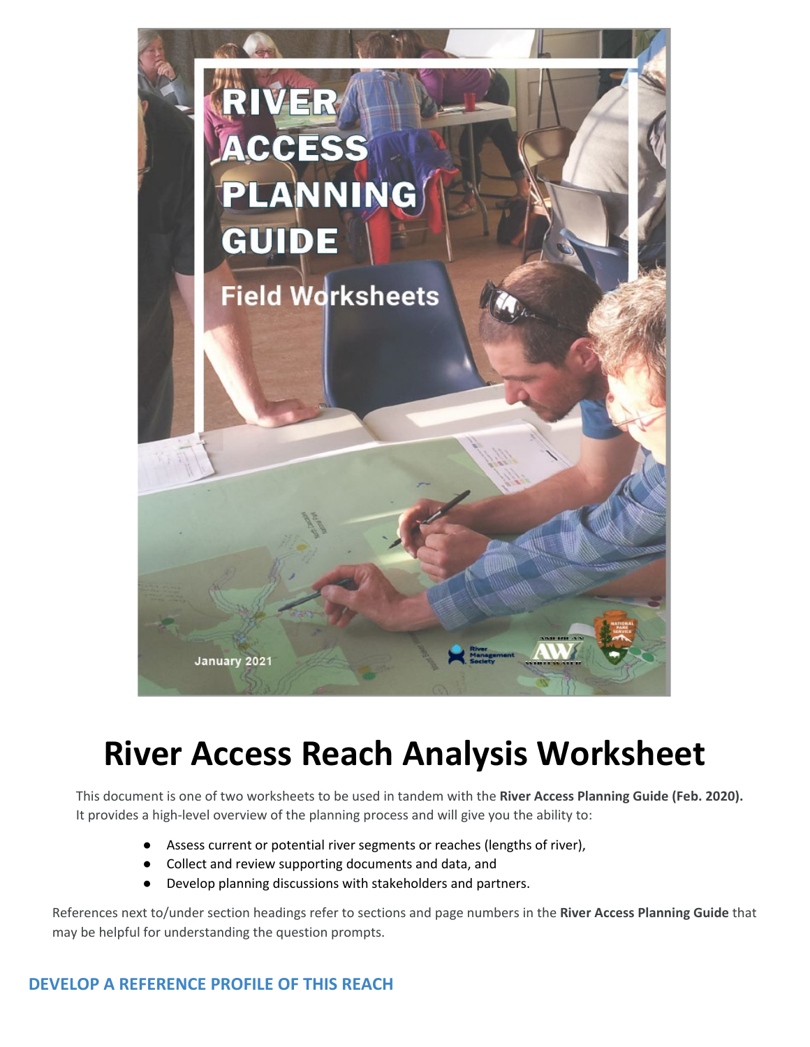# River Access Reach Analysis Worksheet

This document is one of two worksheets to be used in tandem with the **River Access Planning Guide (Feb. 2020).** It provides a high-level overview of the planning process and will give you the ability to:

- Assess current or potential river segments or reaches (lengths of river),
- Collect and review supporting documents and data, and
- Develop planning discussions with stakeholders and partners.

References next to/under section headings refer to sections and page numbers in the **River Access Planning Guide** that may be helpful for understanding the question prompts.

## DEVELOP A REFERENCE PROFILE OF THIS REACH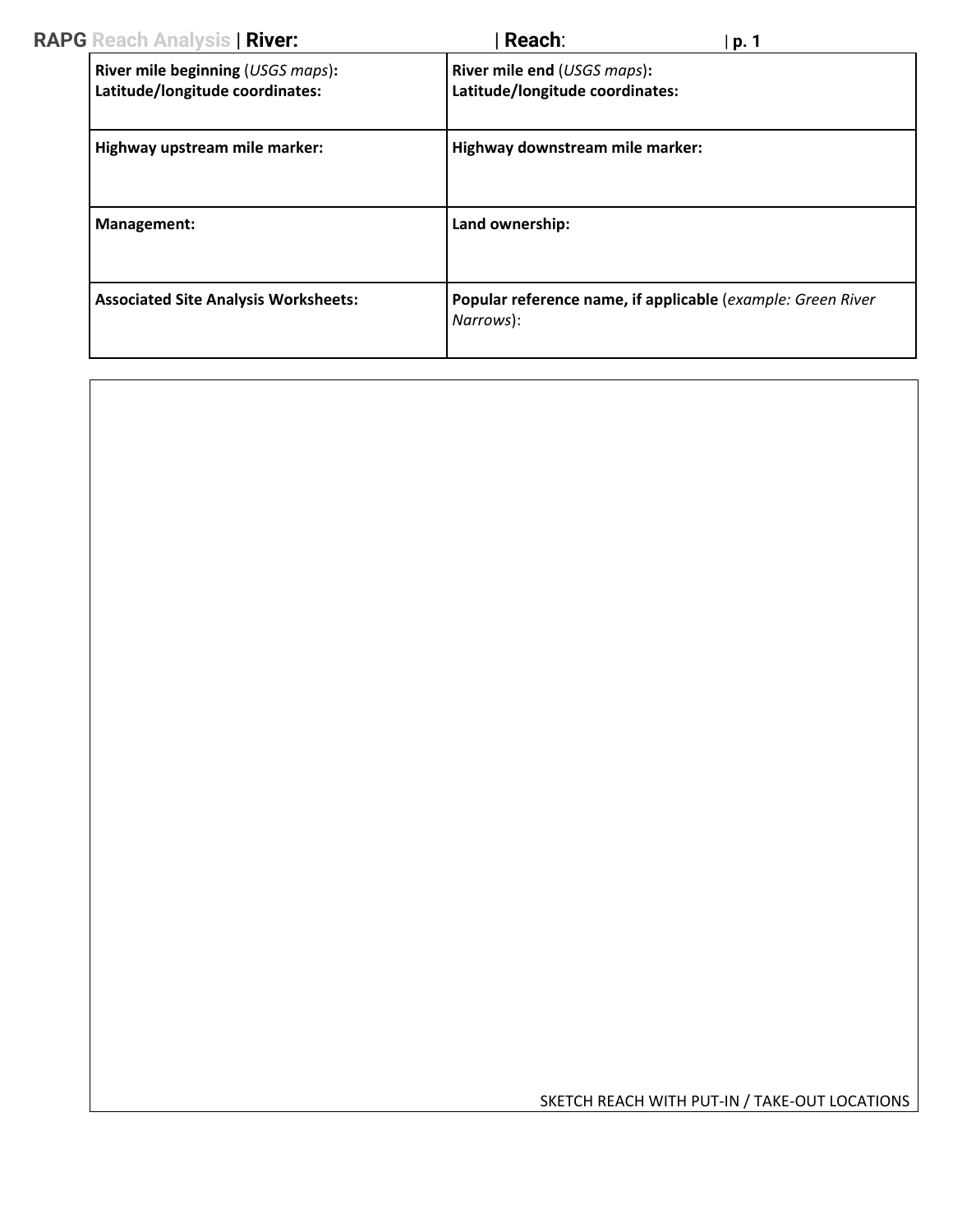**RAPG Reach Analysis | River: | Reach: | p. 1**

| **River mile beginning** (*USGS maps*)**:**<br>**Latitude/longitude coordinates:** | **River mile end** (*USGS maps*)**:**<br>**Latitude/longitude coordinates:** |
|---|---|
| **Highway upstream mile marker:** | **Highway downstream mile marker:** |
| **Management:** | **Land ownership:** |
| **Associated Site Analysis Worksheets:** | **Popular reference name, if applicable** (*example: Green River Narrows*): |

SKETCH REACH WITH PUT-IN / TAKE-OUT LOCATIONS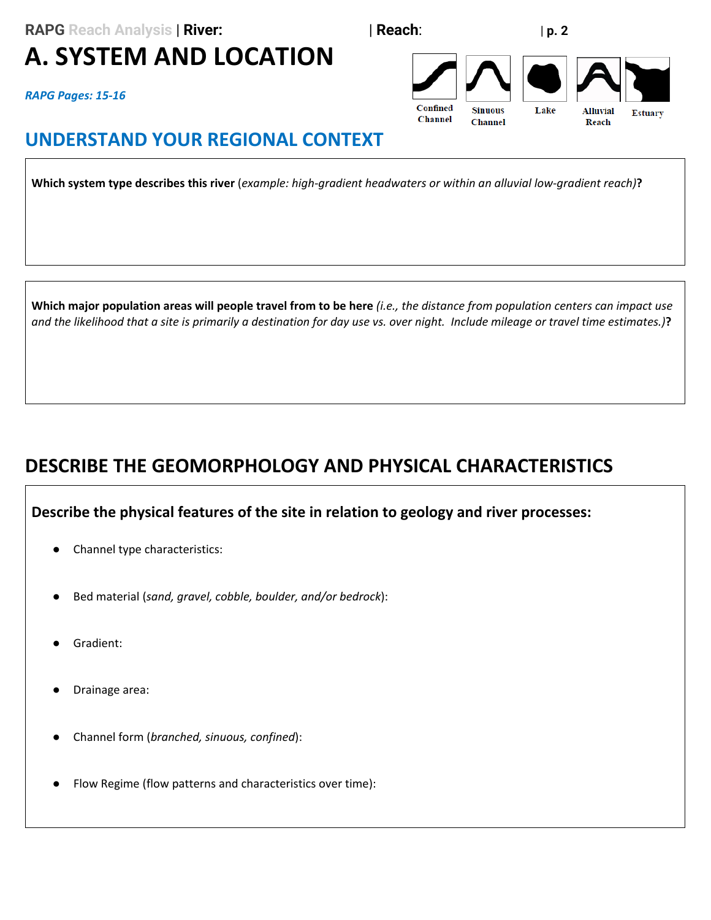# A. SYSTEM AND LOCATION

***RAPG Pages: 15-16***

Confined Channel | Sinuous Channel | Lake | Alluvial Reach | Estuary

## UNDERSTAND YOUR REGIONAL CONTEXT

**Which system type describes this river** (*example: high-gradient headwaters or within an alluvial low-gradient reach)***?**

**Which major population areas will people travel from to be here** *(i.e., the distance from population centers can impact use and the likelihood that a site is primarily a destination for day use vs. over night. Include mileage or travel time estimates.)***?**

## DESCRIBE THE GEOMORPHOLOGY AND PHYSICAL CHARACTERISTICS

### Describe the physical features of the site in relation to geology and river processes:

- Channel type characteristics:
- Bed material (*sand, gravel, cobble, boulder, and/or bedrock*):
- Gradient:
- Drainage area:
- Channel form (*branched, sinuous, confined*):
- Flow Regime (flow patterns and characteristics over time):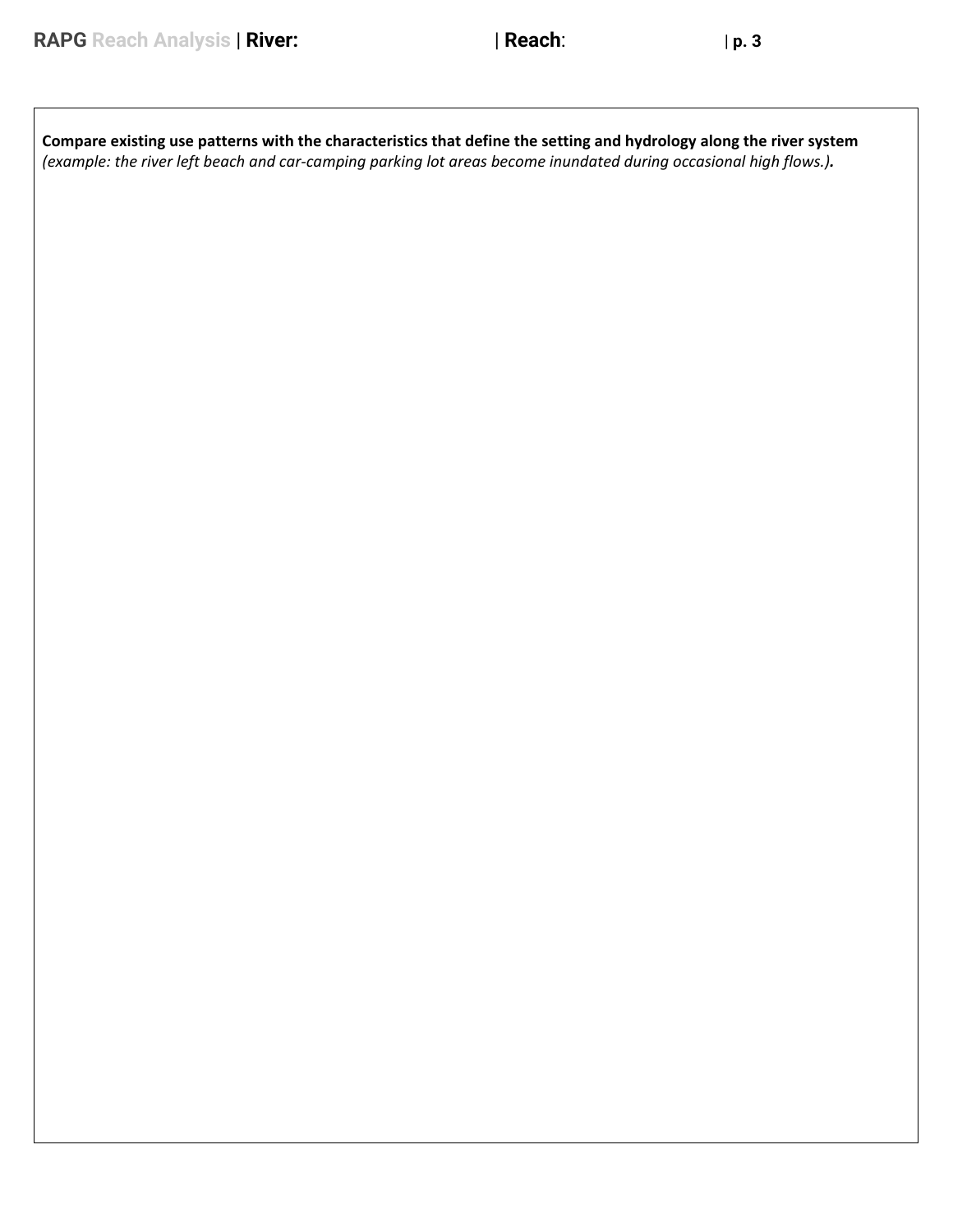**Compare existing use patterns with the characteristics that define the setting and hydrology along the river system** *(example: the river left beach and car-camping parking lot areas become inundated during occasional high flows.)***.**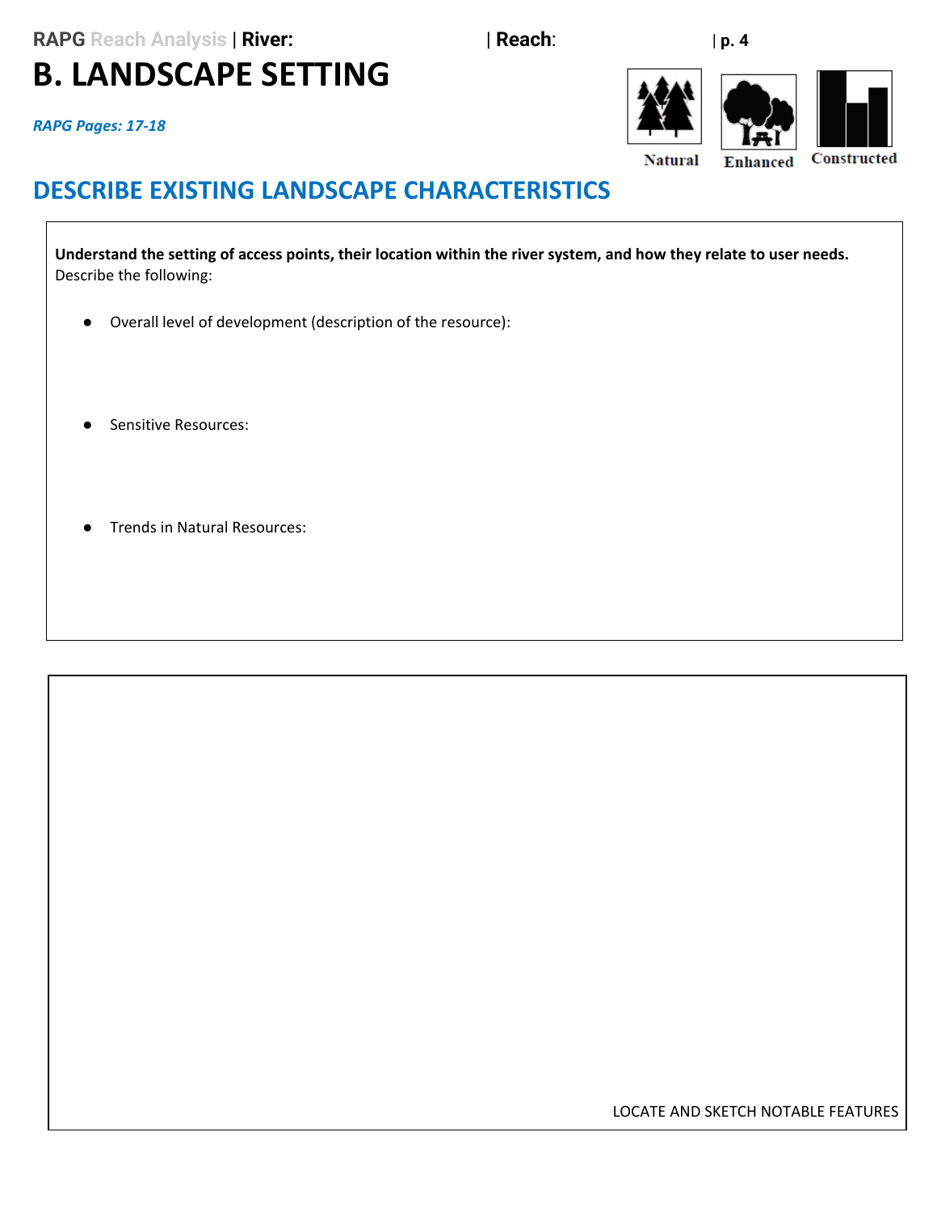# B. LANDSCAPE SETTING

***RAPG Pages: 17-18***

Natural | Enhanced | Constructed

## DESCRIBE EXISTING LANDSCAPE CHARACTERISTICS

**Understand the setting of access points, their location within the river system, and how they relate to user needs.**
Describe the following:

- Overall level of development (description of the resource):
- Sensitive Resources:
- Trends in Natural Resources:

LOCATE AND SKETCH NOTABLE FEATURES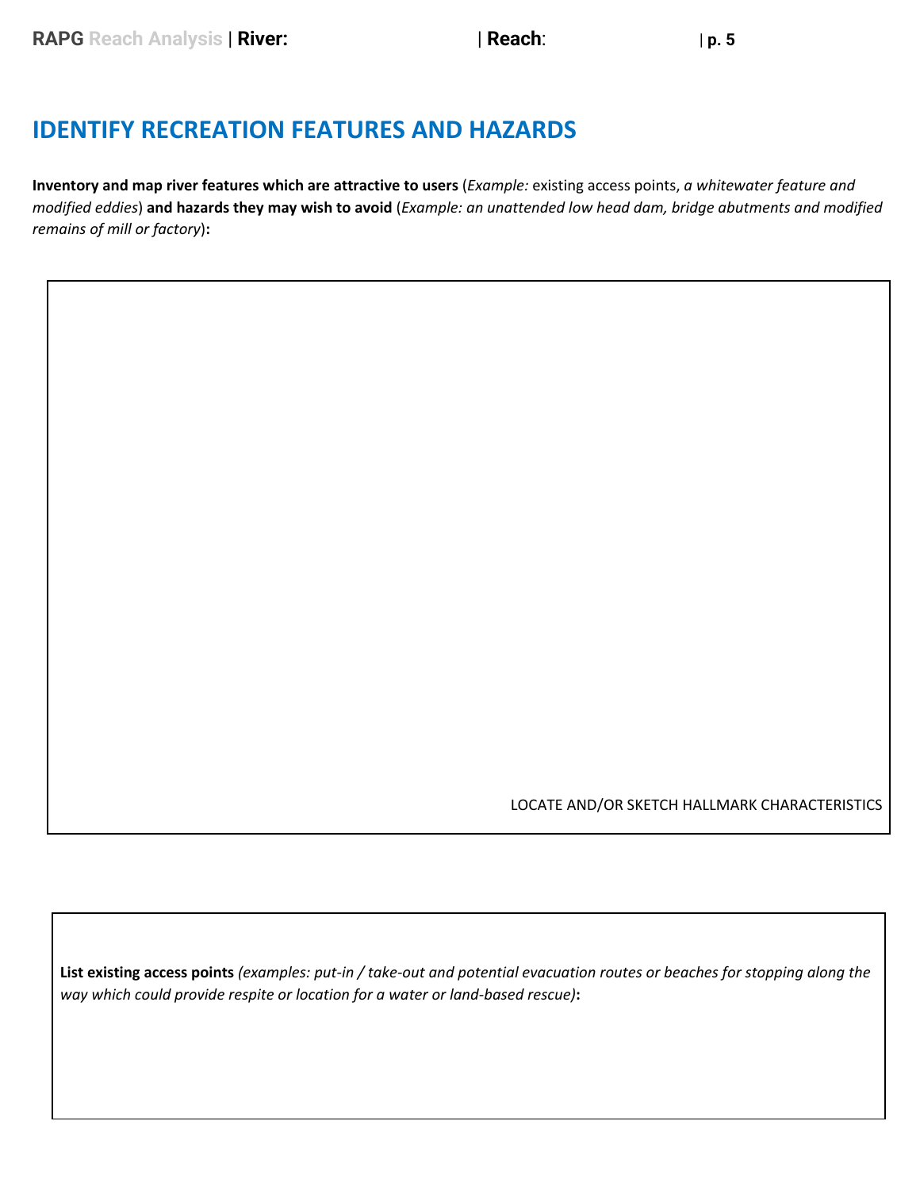# IDENTIFY RECREATION FEATURES AND HAZARDS

**Inventory and map river features which are attractive to users** (*Example:* existing access points, *a whitewater feature and modified eddies*) **and hazards they may wish to avoid** (*Example: an unattended low head dam, bridge abutments and modified remains of mill or factory*)**:**

LOCATE AND/OR SKETCH HALLMARK CHARACTERISTICS

**List existing access points** *(examples: put-in / take-out and potential evacuation routes or beaches for stopping along the way which could provide respite or location for a water or land-based rescue)***:**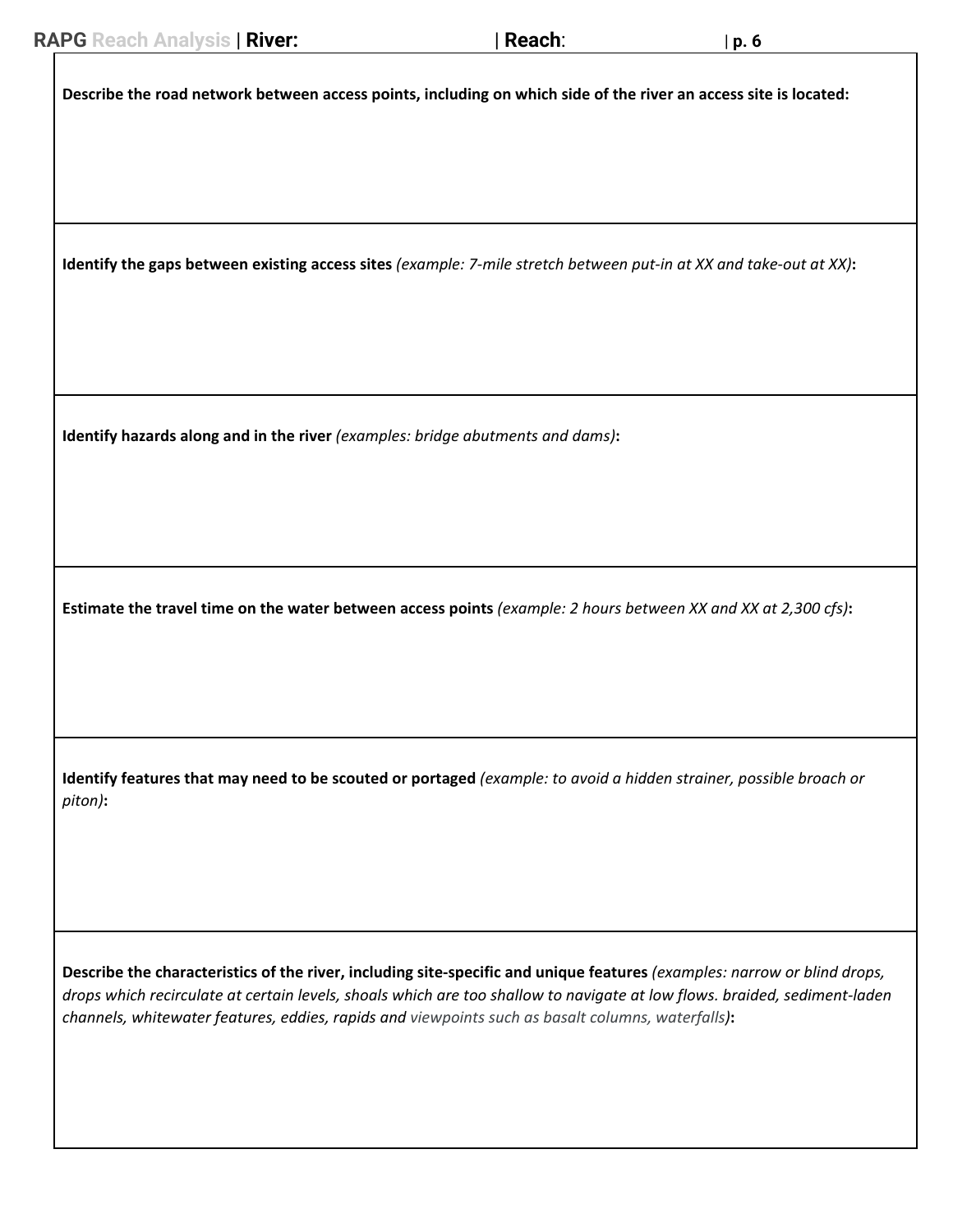**Describe the road network between access points, including on which side of the river an access site is located:**

**Identify the gaps between existing access sites** *(example: 7-mile stretch between put-in at XX and take-out at XX)***:**

**Identify hazards along and in the river** *(examples: bridge abutments and dams)***:**

**Estimate the travel time on the water between access points** *(example: 2 hours between XX and XX at 2,300 cfs)***:**

**Identify features that may need to be scouted or portaged** *(example: to avoid a hidden strainer, possible broach or piton)***:**

**Describe the characteristics of the river, including site-specific and unique features** *(examples: narrow or blind drops, drops which recirculate at certain levels, shoals which are too shallow to navigate at low flows. braided, sediment-laden channels, whitewater features, eddies, rapids and viewpoints such as basalt columns, waterfalls)***:**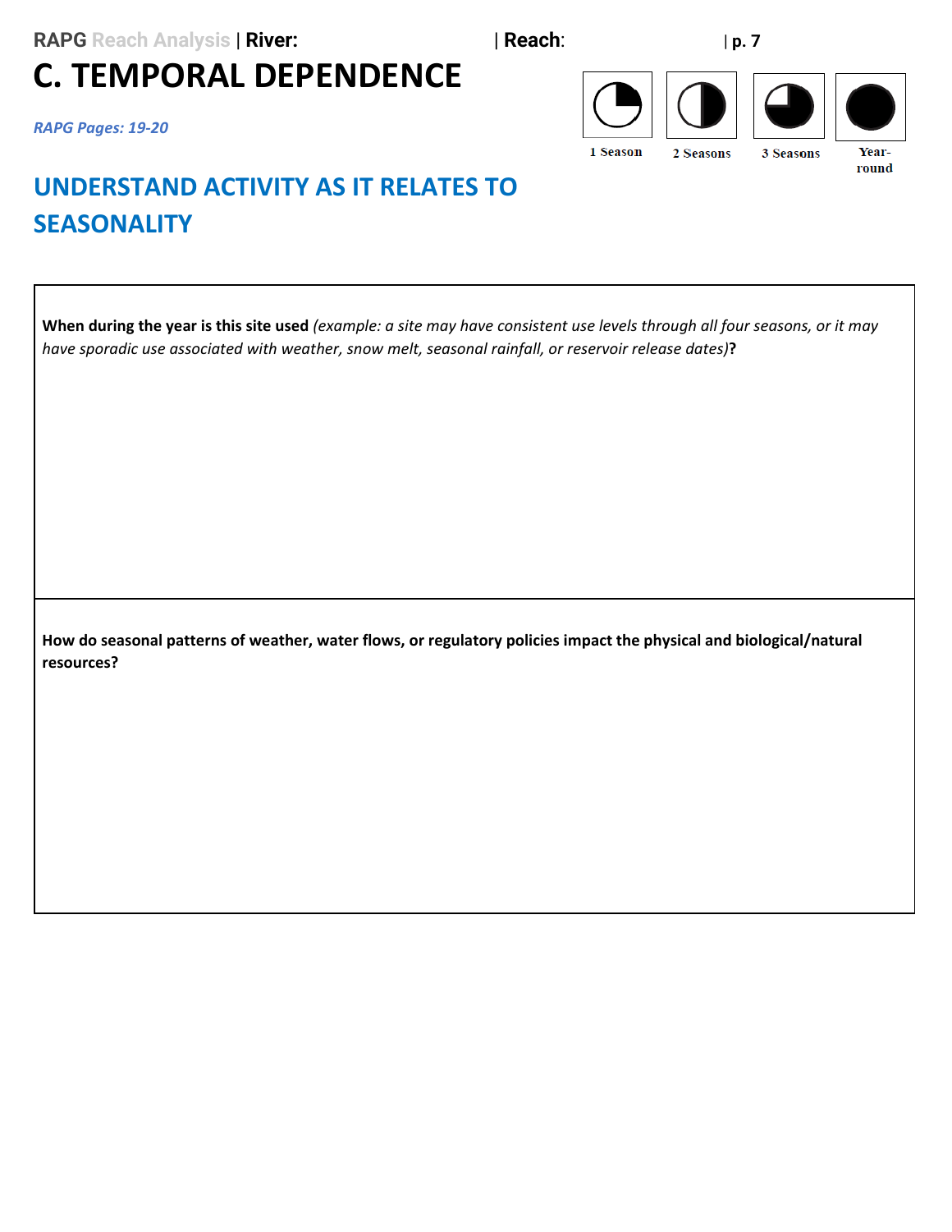RAPG Reach Analysis | River: | Reach: | p. 7

# C. TEMPORAL DEPENDENCE

*RAPG Pages: 19-20*

1 Season | 2 Seasons | 3 Seasons | Year-round

## UNDERSTAND ACTIVITY AS IT RELATES TO SEASONALITY

| |
|---|
| **When during the year is this site used** *(example: a site may have consistent use levels through all four seasons, or it may have sporadic use associated with weather, snow melt, seasonal rainfall, or reservoir release dates)***?** |
| **How do seasonal patterns of weather, water flows, or regulatory policies impact the physical and biological/natural resources?** |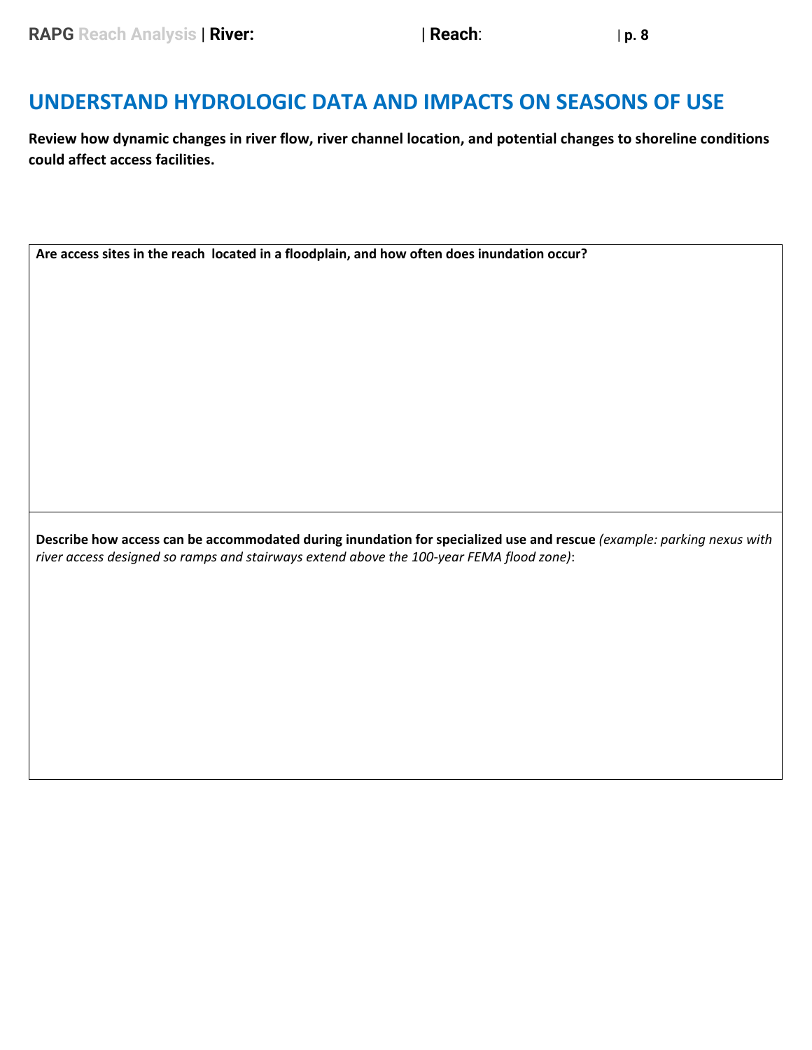# UNDERSTAND HYDROLOGIC DATA AND IMPACTS ON SEASONS OF USE

**Review how dynamic changes in river flow, river channel location, and potential changes to shoreline conditions could affect access facilities.**

| **Are access sites in the reach located in a floodplain, and how often does inundation occur?** |
|---|
| |
| **Describe how access can be accommodated during inundation for specialized use and rescue** *(example: parking nexus with river access designed so ramps and stairways extend above the 100-year FEMA flood zone)*: |
| |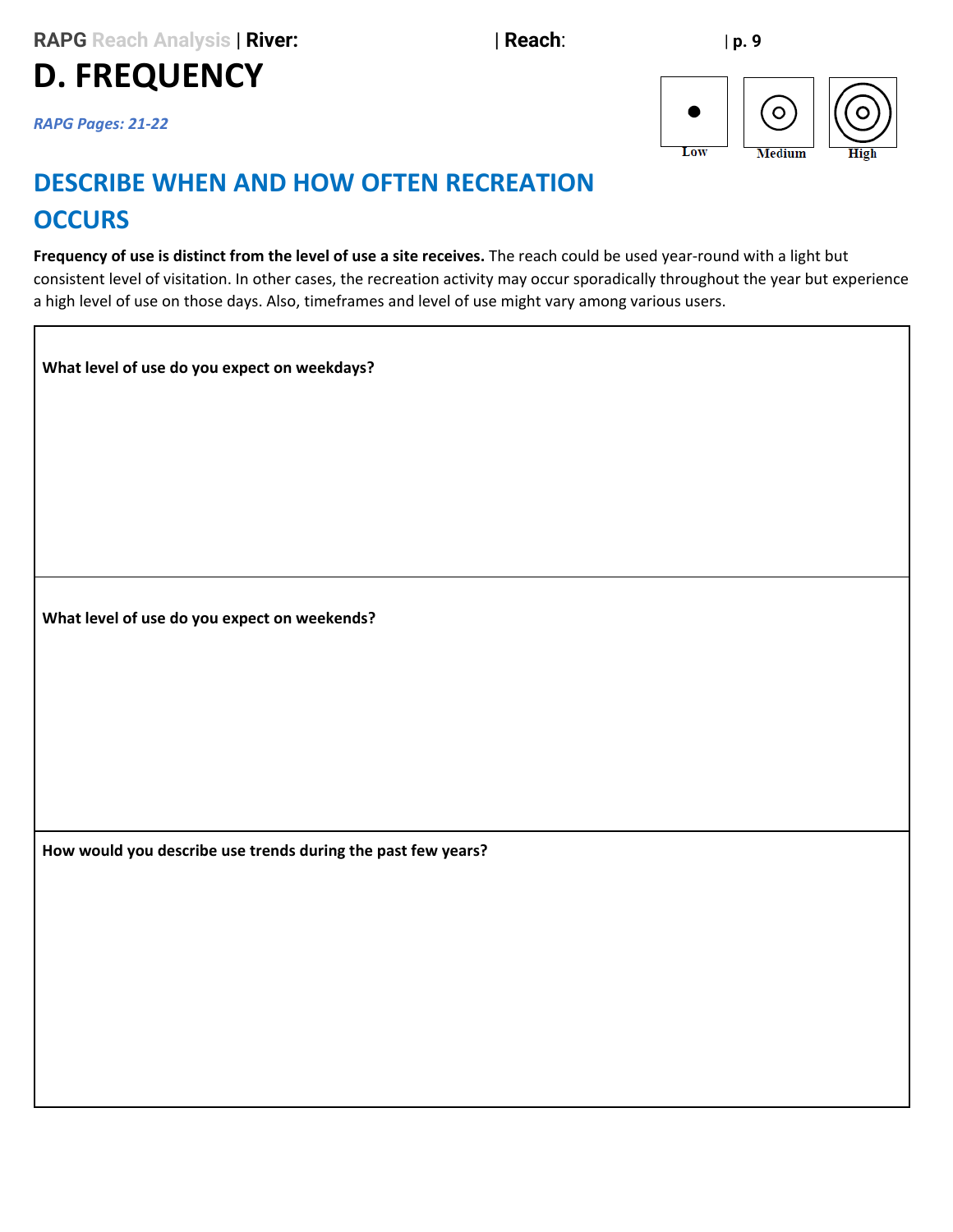# D. FREQUENCY

*RAPG Pages: 21-22*

Low Medium High

## DESCRIBE WHEN AND HOW OFTEN RECREATION OCCURS

**Frequency of use is distinct from the level of use a site receives.** The reach could be used year-round with a light but consistent level of visitation. In other cases, the recreation activity may occur sporadically throughout the year but experience a high level of use on those days. Also, timeframes and level of use might vary among various users.

| **What level of use do you expect on weekdays?** |
|---|
| **What level of use do you expect on weekends?** |
| **How would you describe use trends during the past few years?** |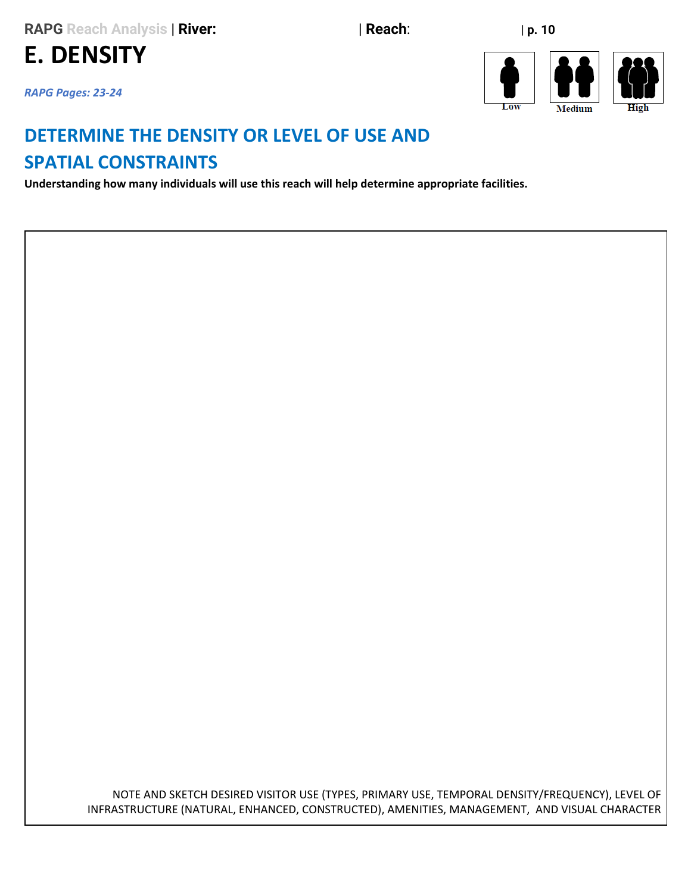# E. DENSITY

*RAPG Pages: 23-24*

Low Medium High

## DETERMINE THE DENSITY OR LEVEL OF USE AND SPATIAL CONSTRAINTS

**Understanding how many individuals will use this reach will help determine appropriate facilities.**

NOTE AND SKETCH DESIRED VISITOR USE (TYPES, PRIMARY USE, TEMPORAL DENSITY/FREQUENCY), LEVEL OF INFRASTRUCTURE (NATURAL, ENHANCED, CONSTRUCTED), AMENITIES, MANAGEMENT, AND VISUAL CHARACTER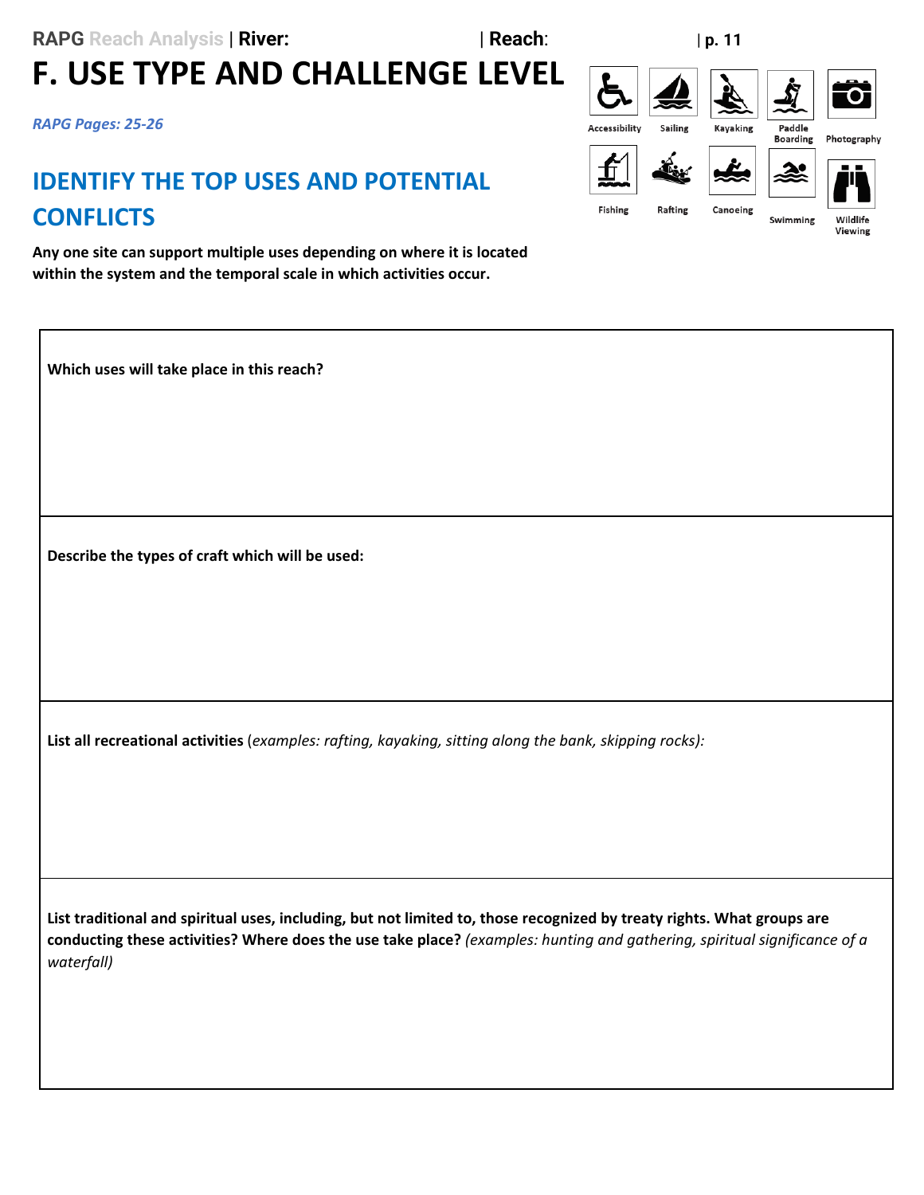# F. USE TYPE AND CHALLENGE LEVEL

*RAPG Pages: 25-26*

Accessibility | Sailing | Kayaking | Paddle Boarding | Photography | Fishing | Rafting | Canoeing | Swimming | Wildlife Viewing

## IDENTIFY THE TOP USES AND POTENTIAL CONFLICTS

**Any one site can support multiple uses depending on where it is located within the system and the temporal scale in which activities occur.**

| **Which uses will take place in this reach?** |
|---|
| |
| **Describe the types of craft which will be used:** |
| |
| **List all recreational activities** (*examples: rafting, kayaking, sitting along the bank, skipping rocks):* |
| |
| **List traditional and spiritual uses, including, but not limited to, those recognized by treaty rights. What groups are conducting these activities? Where does the use take place?** *(examples: hunting and gathering, spiritual significance of a waterfall)* |
| |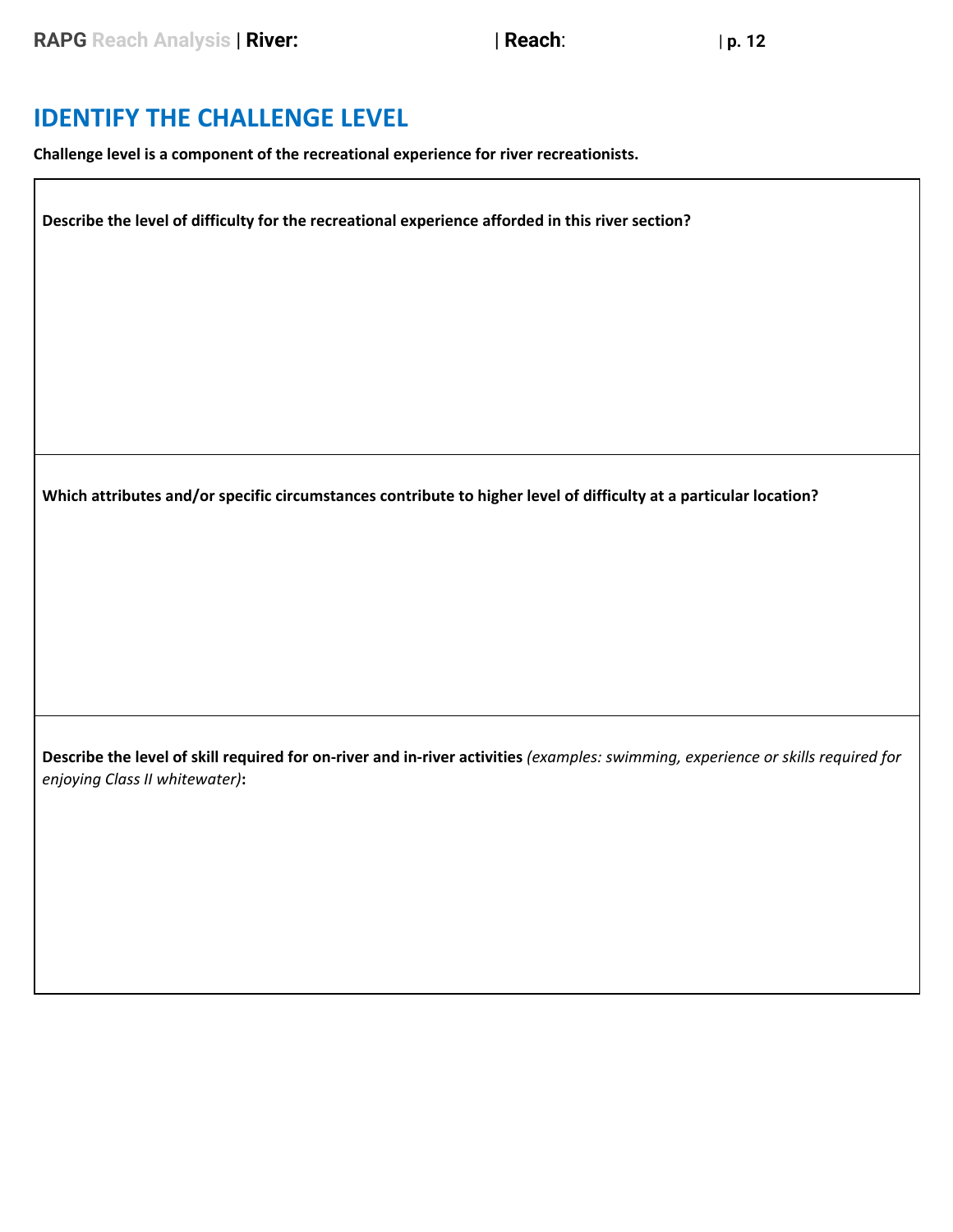# IDENTIFY THE CHALLENGE LEVEL

**Challenge level is a component of the recreational experience for river recreationists.**

| **Describe the level of difficulty for the recreational experience afforded in this river section?** |
|---|
| **Which attributes and/or specific circumstances contribute to higher level of difficulty at a particular location?** |
| **Describe the level of skill required for on-river and in-river activities** *(examples: swimming, experience or skills required for enjoying Class II whitewater)***:** |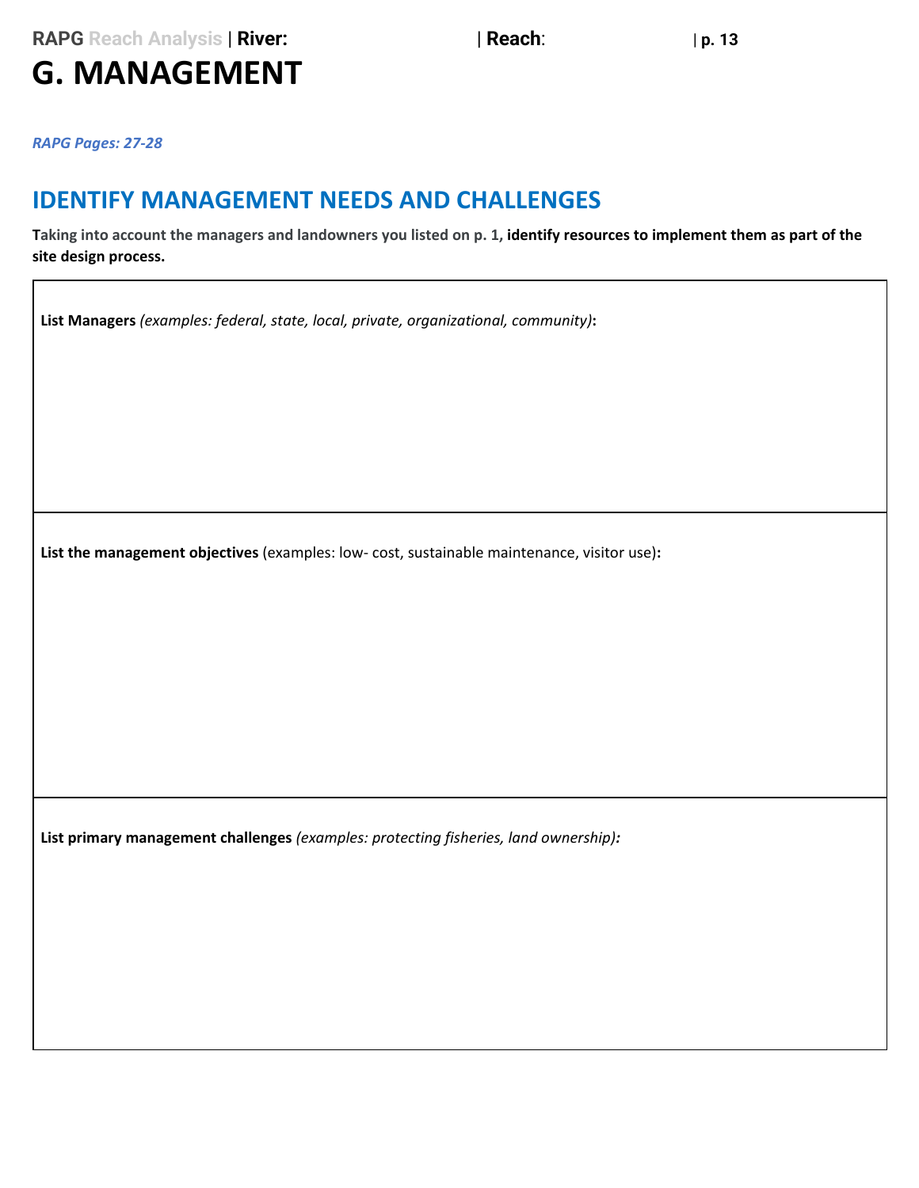# G. MANAGEMENT

***RAPG Pages: 27-28***

## IDENTIFY MANAGEMENT NEEDS AND CHALLENGES

**Taking into account the managers and landowners you listed on p. 1, identify resources to implement them as part of the site design process.**

| |
|---|
| **List Managers** *(examples: federal, state, local, private, organizational, community)***:** |
| **List the management objectives** (examples: low- cost, sustainable maintenance, visitor use)**:** |
| **List primary management challenges** *(examples: protecting fisheries, land ownership)****:*** |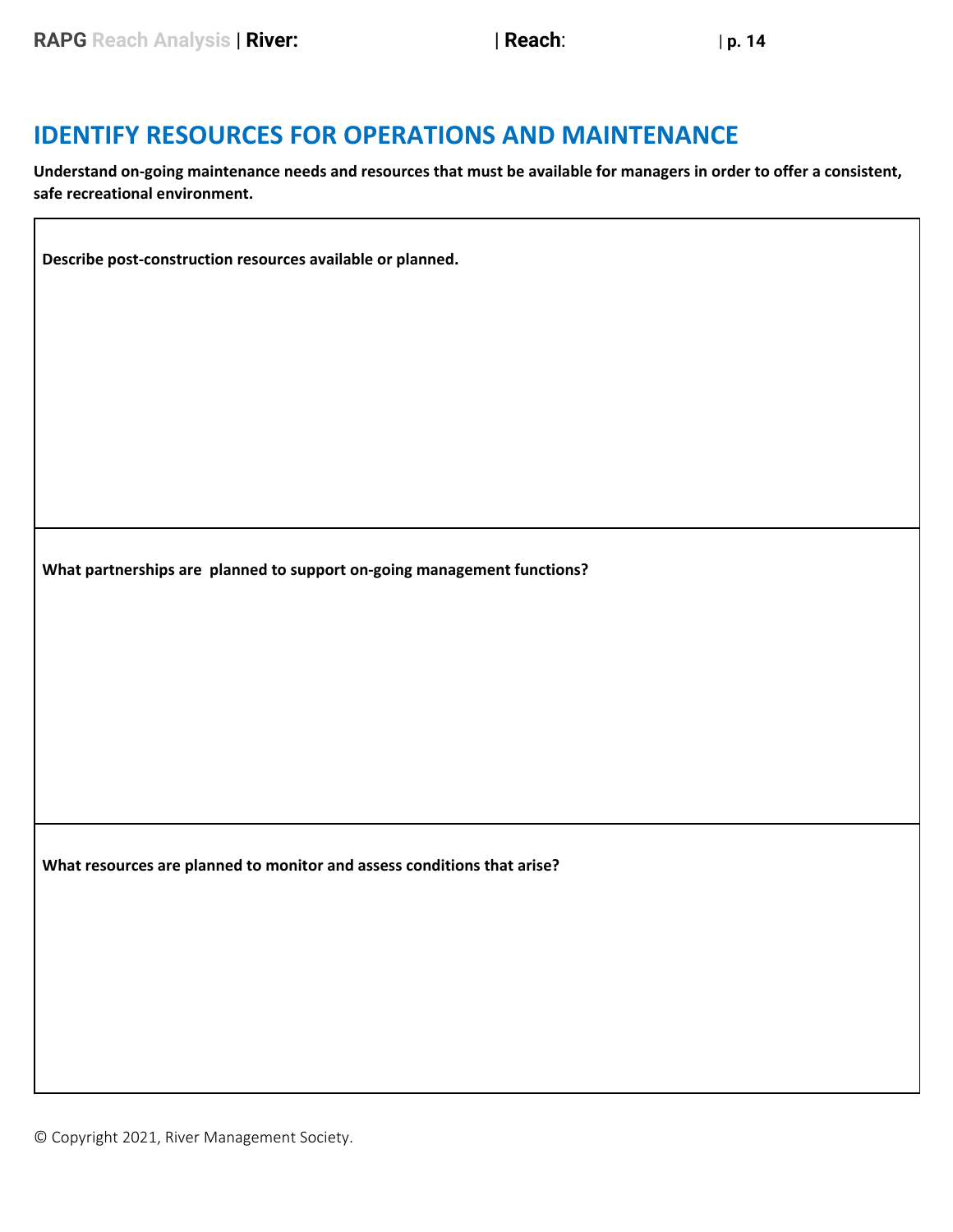# IDENTIFY RESOURCES FOR OPERATIONS AND MAINTENANCE

**Understand on-going maintenance needs and resources that must be available for managers in order to offer a consistent, safe recreational environment.**

| |
|---|
| **Describe post-construction resources available or planned.** |
| **What partnerships are planned to support on-going management functions?** |
| **What resources are planned to monitor and assess conditions that arise?** |

© Copyright 2021, River Management Society.